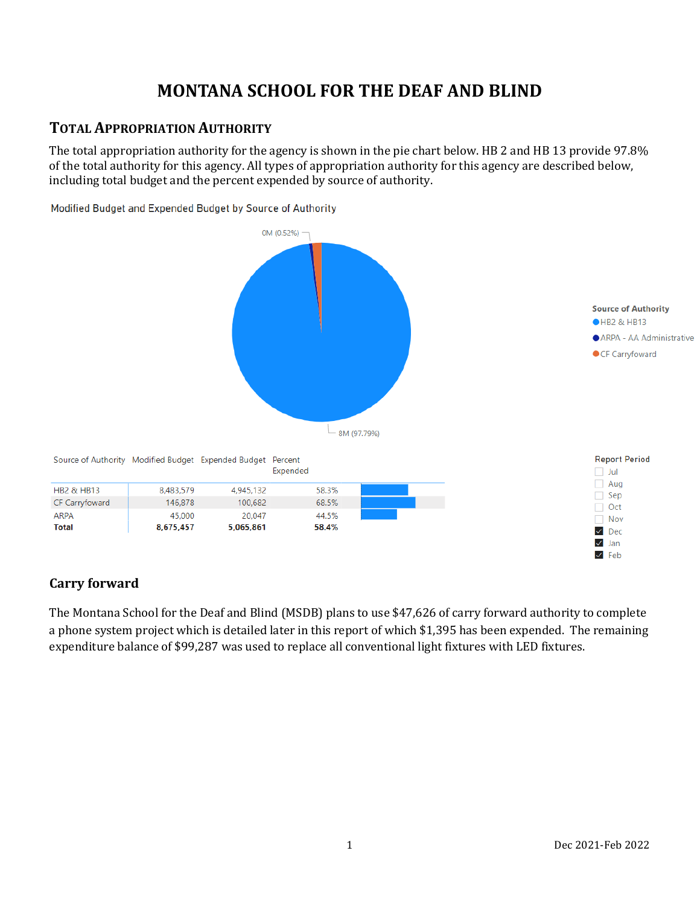# MONTANA SCHOOL FOR THE DEAF AND BLIND

## TOTAL APPROPRIATION AUTHORITY

The total appropriation authority for the agency is shown in the pie chart below. HB 2 and HB 13 provide 97.8% of the total authority for this agency. All types of appropriation authority for this agency are described below, including total budget and the percent expended by source of authority.

Modified Budget and Expended Budget by Source of Authority

0M (0.52%)

8M (97.79%)

Source of Authority
- HB2 & HB13
- ARPA - AA Administrative
- CF Carryfoward

| Source of Authority | Modified Budget | Expended Budget | Percent Expended |
|---|---|---|---|
| HB2 & HB13 | 8,483,579 | 4,945,132 | 58.3% |
| CF Carryfoward | 146,878 | 100,682 | 68.5% |
| ARPA | 45,000 | 20,047 | 44.5% |
| **Total** | **8,675,457** | **5,065,861** | **58.4%** |

Report Period
- [ ] Jul
- [ ] Aug
- [ ] Sep
- [ ] Oct
- [ ] Nov
- [x] Dec
- [x] Jan
- [x] Feb

### Carry forward

The Montana School for the Deaf and Blind (MSDB) plans to use $47,626 of carry forward authority to complete a phone system project which is detailed later in this report of which $1,395 has been expended. The remaining expenditure balance of $99,287 was used to replace all conventional light fixtures with LED fixtures.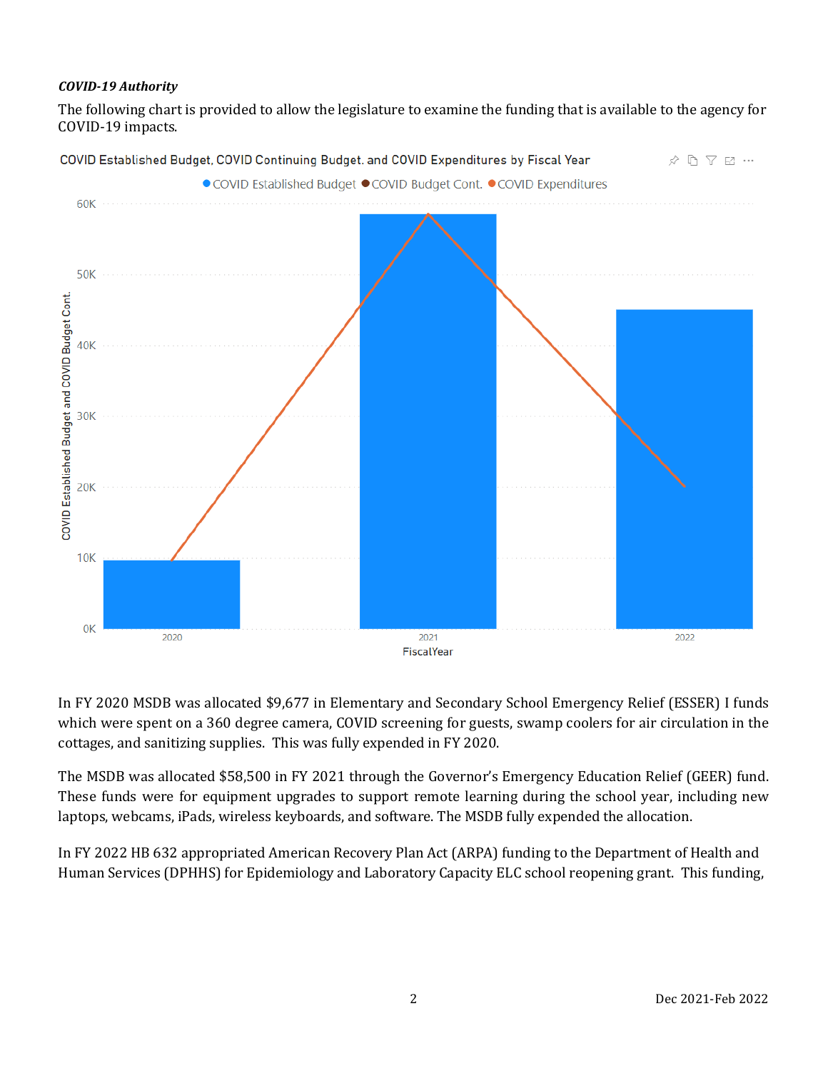*COVID-19 Authority*

The following chart is provided to allow the legislature to examine the funding that is available to the agency for COVID-19 impacts.

COVID Established Budget, COVID Continuing Budget. and COVID Expenditures by Fiscal Year

In FY 2020 MSDB was allocated $9,677 in Elementary and Secondary School Emergency Relief (ESSER) I funds which were spent on a 360 degree camera, COVID screening for guests, swamp coolers for air circulation in the cottages, and sanitizing supplies. This was fully expended in FY 2020.

The MSDB was allocated $58,500 in FY 2021 through the Governor's Emergency Education Relief (GEER) fund. These funds were for equipment upgrades to support remote learning during the school year, including new laptops, webcams, iPads, wireless keyboards, and software. The MSDB fully expended the allocation.

In FY 2022 HB 632 appropriated American Recovery Plan Act (ARPA) funding to the Department of Health and Human Services (DPHHS) for Epidemiology and Laboratory Capacity ELC school reopening grant. This funding,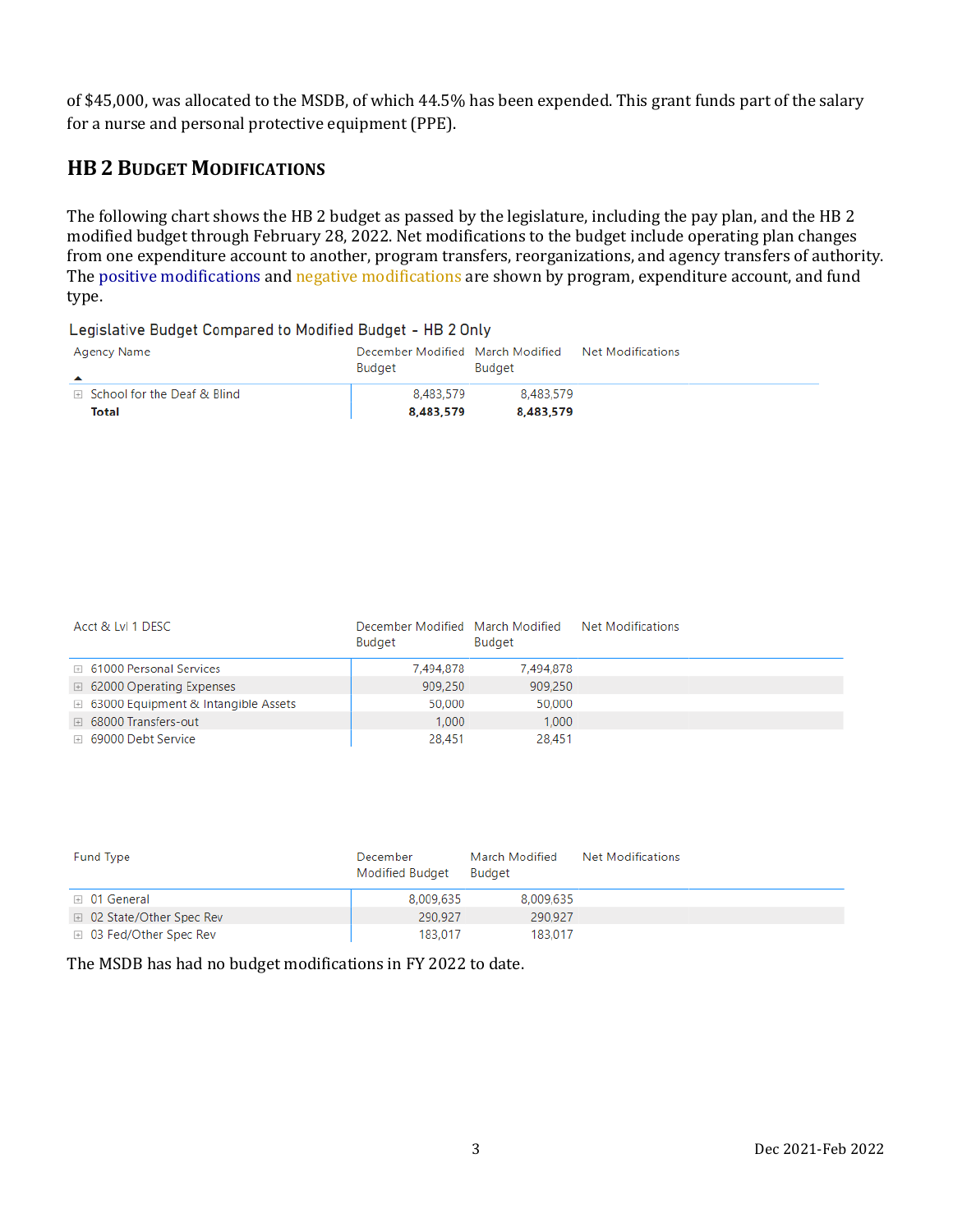of $45,000, was allocated to the MSDB, of which 44.5% has been expended. This grant funds part of the salary for a nurse and personal protective equipment (PPE).

## HB 2 Budget Modifications

The following chart shows the HB 2 budget as passed by the legislature, including the pay plan, and the HB 2 modified budget through February 28, 2022. Net modifications to the budget include operating plan changes from one expenditure account to another, program transfers, reorganizations, and agency transfers of authority. The positive modifications and negative modifications are shown by program, expenditure account, and fund type.

Legislative Budget Compared to Modified Budget - HB 2 Only

| Agency Name | December Modified Budget | March Modified Budget | Net Modifications |
|---|---|---|---|
| School for the Deaf & Blind | 8,483,579 | 8,483,579 | |
| **Total** | **8,483,579** | **8,483,579** | |

| Acct & Lvl 1 DESC | December Modified Budget | March Modified Budget | Net Modifications |
|---|---|---|---|
| 61000 Personal Services | 7,494,878 | 7,494,878 | |
| 62000 Operating Expenses | 909,250 | 909,250 | |
| 63000 Equipment & Intangible Assets | 50,000 | 50,000 | |
| 68000 Transfers-out | 1,000 | 1,000 | |
| 69000 Debt Service | 28,451 | 28,451 | |

| Fund Type | December Modified Budget | March Modified Budget | Net Modifications |
|---|---|---|---|
| 01 General | 8,009,635 | 8,009,635 | |
| 02 State/Other Spec Rev | 290,927 | 290,927 | |
| 03 Fed/Other Spec Rev | 183,017 | 183,017 | |

The MSDB has had no budget modifications in FY 2022 to date.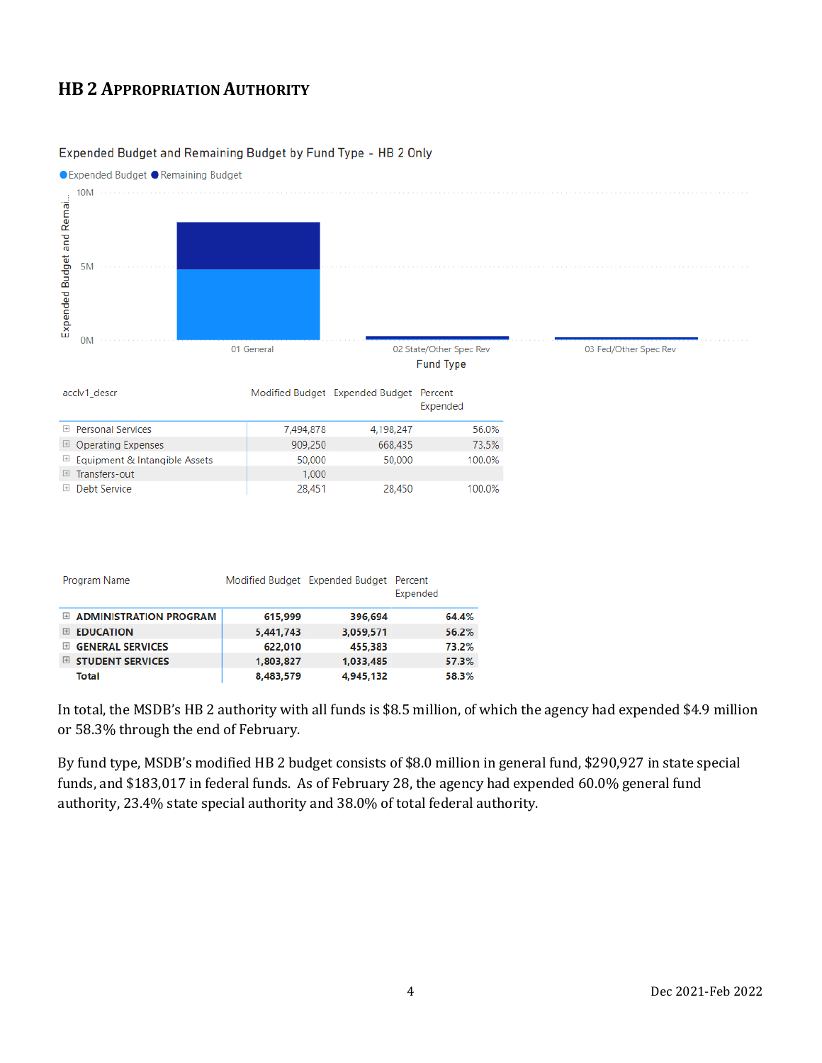## HB 2 APPROPRIATION AUTHORITY

Expended Budget and Remaining Budget by Fund Type - HB 2 Only

| acclv1_descr | Modified Budget | Expended Budget | Percent Expended |
|---|---|---|---|
| Personal Services | 7,494,878 | 4,198,247 | 56.0% |
| Operating Expenses | 909,250 | 668,435 | 73.5% |
| Equipment & Intangible Assets | 50,000 | 50,000 | 100.0% |
| Transfers-out | 1,000 | | |
| Debt Service | 28,451 | 28,450 | 100.0% |

| Program Name | Modified Budget | Expended Budget | Percent Expended |
|---|---|---|---|
| **ADMINISTRATION PROGRAM** | **615,999** | **396,694** | **64.4%** |
| **EDUCATION** | **5,441,743** | **3,059,571** | **56.2%** |
| **GENERAL SERVICES** | **622,010** | **455,383** | **73.2%** |
| **STUDENT SERVICES** | **1,803,827** | **1,033,485** | **57.3%** |
| **Total** | **8,483,579** | **4,945,132** | **58.3%** |

In total, the MSDB's HB 2 authority with all funds is $8.5 million, of which the agency had expended $4.9 million or 58.3% through the end of February.

By fund type, MSDB's modified HB 2 budget consists of $8.0 million in general fund, $290,927 in state special funds, and $183,017 in federal funds. As of February 28, the agency had expended 60.0% general fund authority, 23.4% state special authority and 38.0% of total federal authority.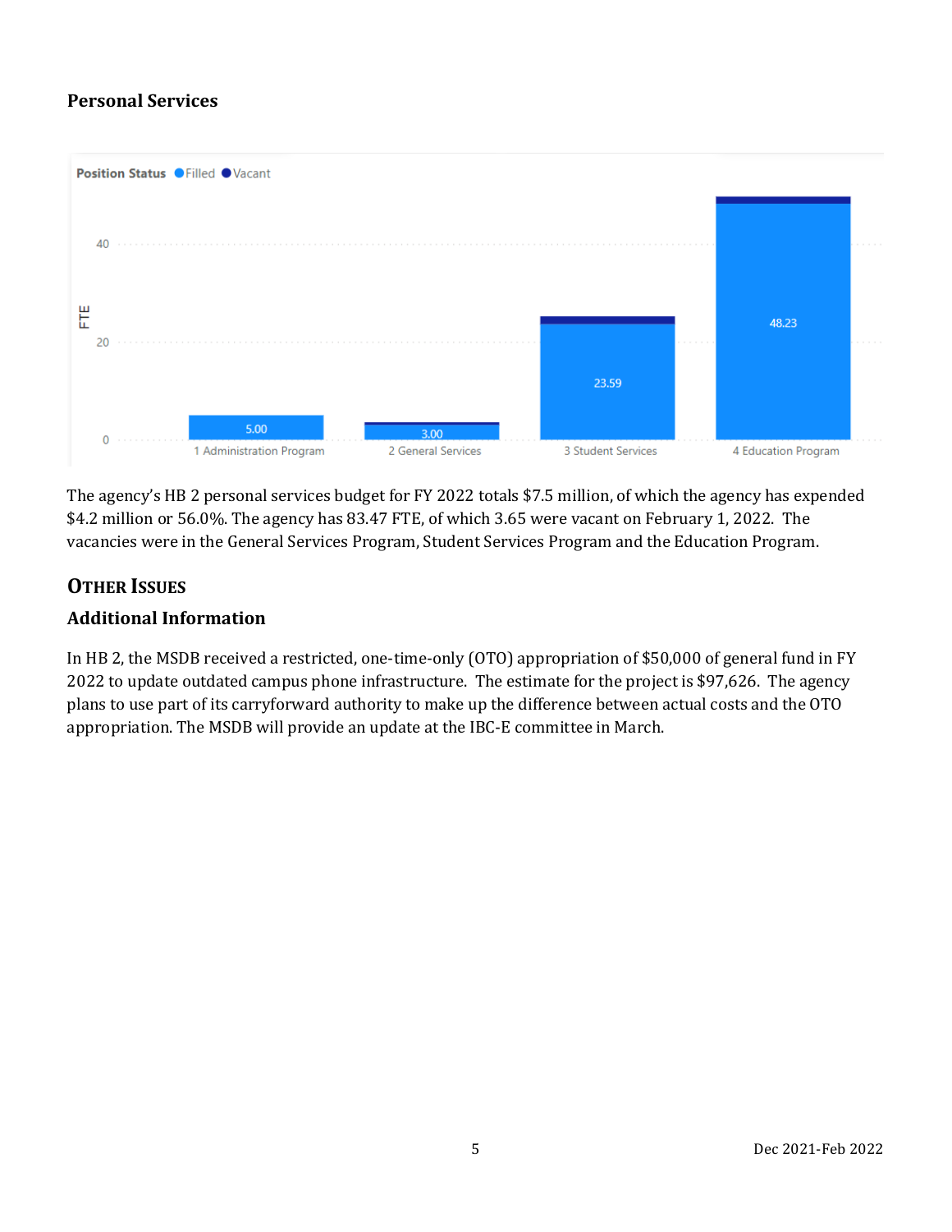### Personal Services

Position Status Filled Vacant

FTE

40

20

0

5.00

3.00

23.59

48.23

1 Administration Program

2 General Services

3 Student Services

4 Education Program

The agency's HB 2 personal services budget for FY 2022 totals $7.5 million, of which the agency has expended $4.2 million or 56.0%. The agency has 83.47 FTE, of which 3.65 were vacant on February 1, 2022. The vacancies were in the General Services Program, Student Services Program and the Education Program.

## OTHER ISSUES

### Additional Information

In HB 2, the MSDB received a restricted, one-time-only (OTO) appropriation of $50,000 of general fund in FY 2022 to update outdated campus phone infrastructure. The estimate for the project is $97,626. The agency plans to use part of its carryforward authority to make up the difference between actual costs and the OTO appropriation. The MSDB will provide an update at the IBC-E committee in March.